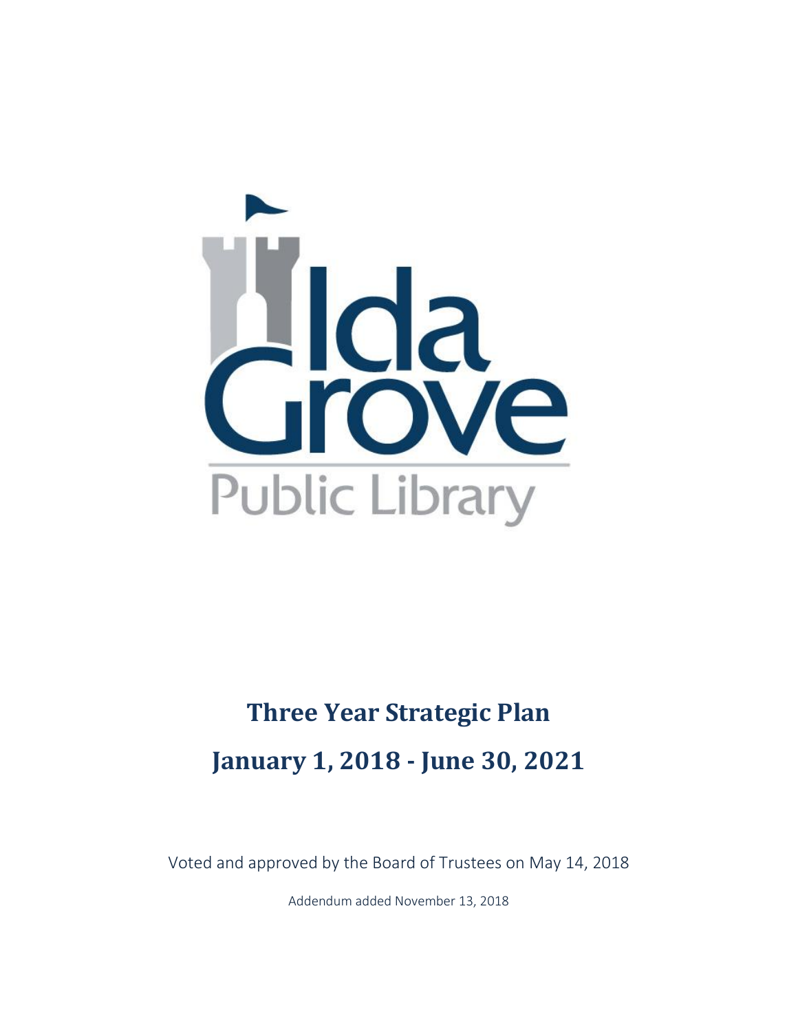Ida Grove

Public Library

# Three Year Strategic Plan

# January 1, 2018 - June 30, 2021

Voted and approved by the Board of Trustees on May 14, 2018

Addendum added November 13, 2018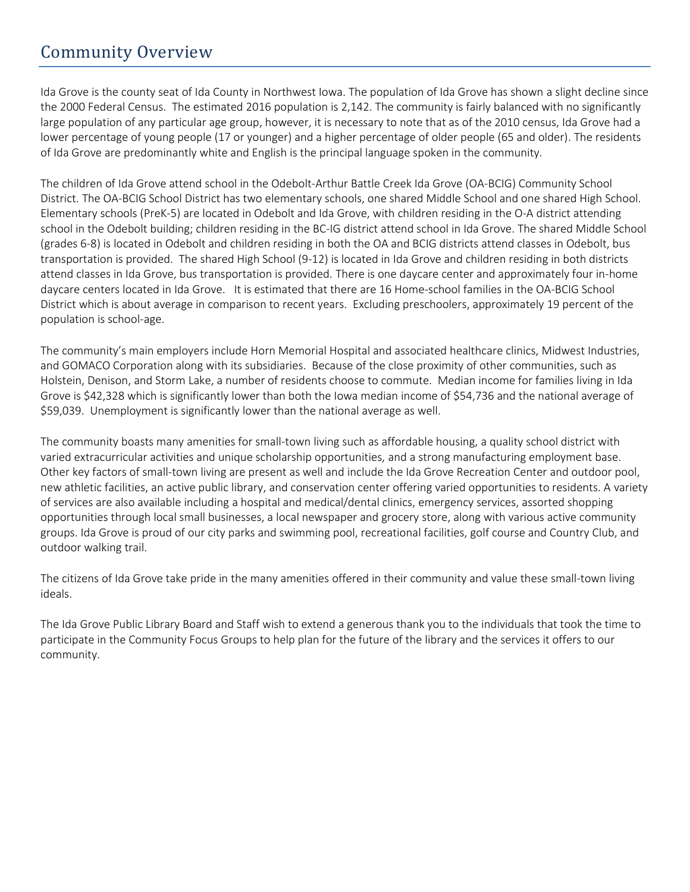# Community Overview

Ida Grove is the county seat of Ida County in Northwest Iowa. The population of Ida Grove has shown a slight decline since the 2000 Federal Census. The estimated 2016 population is 2,142. The community is fairly balanced with no significantly large population of any particular age group, however, it is necessary to note that as of the 2010 census, Ida Grove had a lower percentage of young people (17 or younger) and a higher percentage of older people (65 and older). The residents of Ida Grove are predominantly white and English is the principal language spoken in the community.

The children of Ida Grove attend school in the Odebolt-Arthur Battle Creek Ida Grove (OA-BCIG) Community School District. The OA-BCIG School District has two elementary schools, one shared Middle School and one shared High School. Elementary schools (PreK-5) are located in Odebolt and Ida Grove, with children residing in the O-A district attending school in the Odebolt building; children residing in the BC-IG district attend school in Ida Grove. The shared Middle School (grades 6-8) is located in Odebolt and children residing in both the OA and BCIG districts attend classes in Odebolt, bus transportation is provided. The shared High School (9-12) is located in Ida Grove and children residing in both districts attend classes in Ida Grove, bus transportation is provided. There is one daycare center and approximately four in-home daycare centers located in Ida Grove. It is estimated that there are 16 Home-school families in the OA-BCIG School District which is about average in comparison to recent years. Excluding preschoolers, approximately 19 percent of the population is school-age.

The community's main employers include Horn Memorial Hospital and associated healthcare clinics, Midwest Industries, and GOMACO Corporation along with its subsidiaries. Because of the close proximity of other communities, such as Holstein, Denison, and Storm Lake, a number of residents choose to commute. Median income for families living in Ida Grove is $42,328 which is significantly lower than both the Iowa median income of $54,736 and the national average of $59,039. Unemployment is significantly lower than the national average as well.

The community boasts many amenities for small-town living such as affordable housing, a quality school district with varied extracurricular activities and unique scholarship opportunities, and a strong manufacturing employment base. Other key factors of small-town living are present as well and include the Ida Grove Recreation Center and outdoor pool, new athletic facilities, an active public library, and conservation center offering varied opportunities to residents. A variety of services are also available including a hospital and medical/dental clinics, emergency services, assorted shopping opportunities through local small businesses, a local newspaper and grocery store, along with various active community groups. Ida Grove is proud of our city parks and swimming pool, recreational facilities, golf course and Country Club, and outdoor walking trail.

The citizens of Ida Grove take pride in the many amenities offered in their community and value these small-town living ideals.

The Ida Grove Public Library Board and Staff wish to extend a generous thank you to the individuals that took the time to participate in the Community Focus Groups to help plan for the future of the library and the services it offers to our community.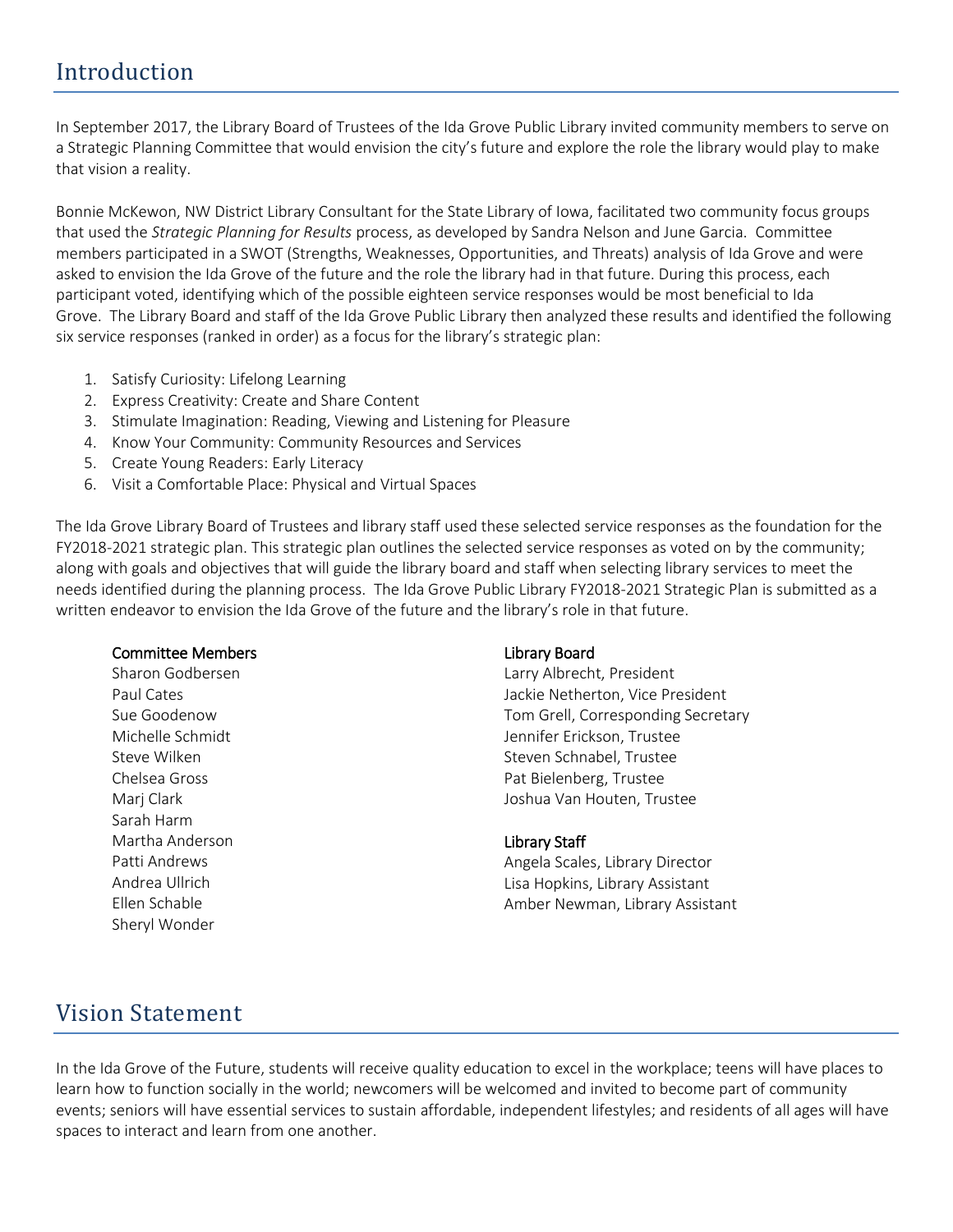# Introduction

In September 2017, the Library Board of Trustees of the Ida Grove Public Library invited community members to serve on a Strategic Planning Committee that would envision the city's future and explore the role the library would play to make that vision a reality.

Bonnie McKewon, NW District Library Consultant for the State Library of Iowa, facilitated two community focus groups that used the *Strategic Planning for Results* process, as developed by Sandra Nelson and June Garcia. Committee members participated in a SWOT (Strengths, Weaknesses, Opportunities, and Threats) analysis of Ida Grove and were asked to envision the Ida Grove of the future and the role the library had in that future. During this process, each participant voted, identifying which of the possible eighteen service responses would be most beneficial to Ida Grove. The Library Board and staff of the Ida Grove Public Library then analyzed these results and identified the following six service responses (ranked in order) as a focus for the library's strategic plan:

1. Satisfy Curiosity: Lifelong Learning
2. Express Creativity: Create and Share Content
3. Stimulate Imagination: Reading, Viewing and Listening for Pleasure
4. Know Your Community: Community Resources and Services
5. Create Young Readers: Early Literacy
6. Visit a Comfortable Place: Physical and Virtual Spaces

The Ida Grove Library Board of Trustees and library staff used these selected service responses as the foundation for the FY2018-2021 strategic plan. This strategic plan outlines the selected service responses as voted on by the community; along with goals and objectives that will guide the library board and staff when selecting library services to meet the needs identified during the planning process. The Ida Grove Public Library FY2018-2021 Strategic Plan is submitted as a written endeavor to envision the Ida Grove of the future and the library's role in that future.

Committee Members
Sharon Godbersen
Paul Cates
Sue Goodenow
Michelle Schmidt
Steve Wilken
Chelsea Gross
Marj Clark
Sarah Harm
Martha Anderson
Patti Andrews
Andrea Ullrich
Ellen Schable
Sheryl Wonder

Library Board
Larry Albrecht, President
Jackie Netherton, Vice President
Tom Grell, Corresponding Secretary
Jennifer Erickson, Trustee
Steven Schnabel, Trustee
Pat Bielenberg, Trustee
Joshua Van Houten, Trustee

Library Staff
Angela Scales, Library Director
Lisa Hopkins, Library Assistant
Amber Newman, Library Assistant

# Vision Statement

In the Ida Grove of the Future, students will receive quality education to excel in the workplace; teens will have places to learn how to function socially in the world; newcomers will be welcomed and invited to become part of community events; seniors will have essential services to sustain affordable, independent lifestyles; and residents of all ages will have spaces to interact and learn from one another.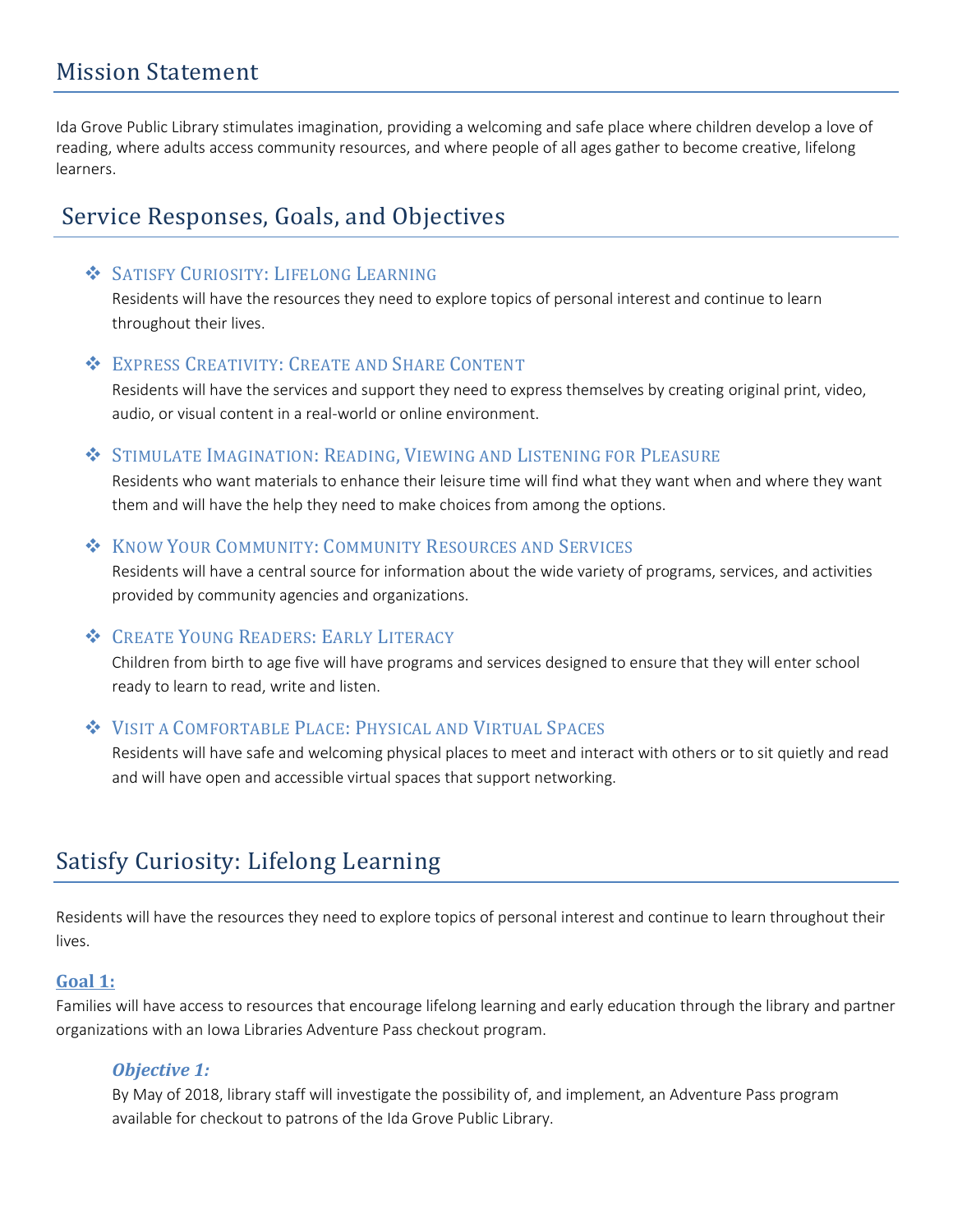## Mission Statement

Ida Grove Public Library stimulates imagination, providing a welcoming and safe place where children develop a love of reading, where adults access community resources, and where people of all ages gather to become creative, lifelong learners.

## Service Responses, Goals, and Objectives

- **Satisfy Curiosity: Lifelong Learning**
  Residents will have the resources they need to explore topics of personal interest and continue to learn throughout their lives.
- **Express Creativity: Create and Share Content**
  Residents will have the services and support they need to express themselves by creating original print, video, audio, or visual content in a real-world or online environment.
- **Stimulate Imagination: Reading, Viewing and Listening for Pleasure**
  Residents who want materials to enhance their leisure time will find what they want when and where they want them and will have the help they need to make choices from among the options.
- **Know Your Community: Community Resources and Services**
  Residents will have a central source for information about the wide variety of programs, services, and activities provided by community agencies and organizations.
- **Create Young Readers: Early Literacy**
  Children from birth to age five will have programs and services designed to ensure that they will enter school ready to learn to read, write and listen.
- **Visit a Comfortable Place: Physical and Virtual Spaces**
  Residents will have safe and welcoming physical places to meet and interact with others or to sit quietly and read and will have open and accessible virtual spaces that support networking.

## Satisfy Curiosity: Lifelong Learning

Residents will have the resources they need to explore topics of personal interest and continue to learn throughout their lives.

### Goal 1:

Families will have access to resources that encourage lifelong learning and early education through the library and partner organizations with an Iowa Libraries Adventure Pass checkout program.

#### *Objective 1:*

By May of 2018, library staff will investigate the possibility of, and implement, an Adventure Pass program available for checkout to patrons of the Ida Grove Public Library.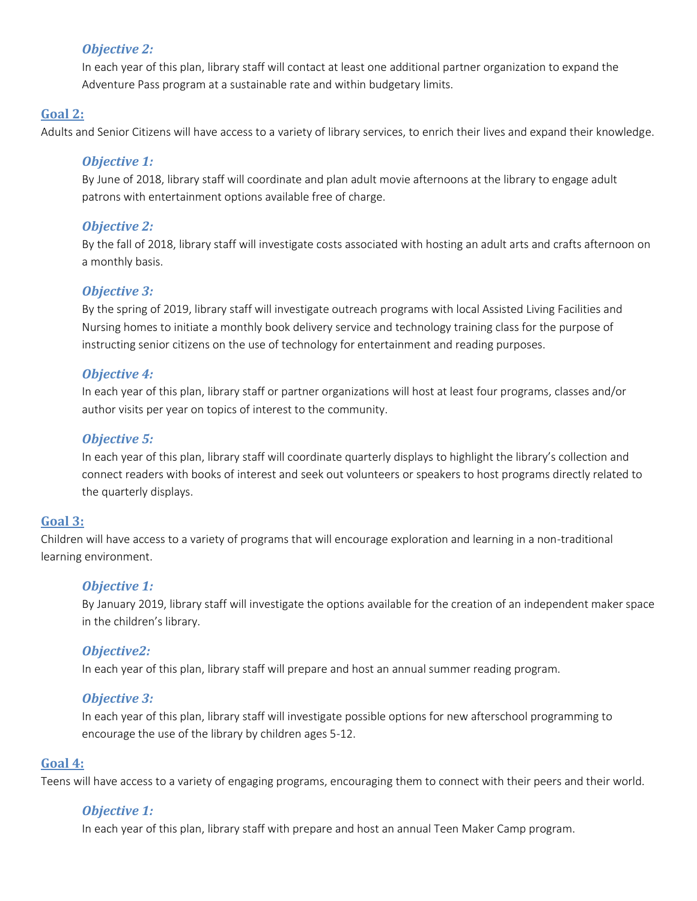***Objective 2:***

In each year of this plan, library staff will contact at least one additional partner organization to expand the Adventure Pass program at a sustainable rate and within budgetary limits.

## Goal 2:

Adults and Senior Citizens will have access to a variety of library services, to enrich their lives and expand their knowledge.

***Objective 1:***

By June of 2018, library staff will coordinate and plan adult movie afternoons at the library to engage adult patrons with entertainment options available free of charge.

***Objective 2:***

By the fall of 2018, library staff will investigate costs associated with hosting an adult arts and crafts afternoon on a monthly basis.

***Objective 3:***

By the spring of 2019, library staff will investigate outreach programs with local Assisted Living Facilities and Nursing homes to initiate a monthly book delivery service and technology training class for the purpose of instructing senior citizens on the use of technology for entertainment and reading purposes.

***Objective 4:***

In each year of this plan, library staff or partner organizations will host at least four programs, classes and/or author visits per year on topics of interest to the community.

***Objective 5:***

In each year of this plan, library staff will coordinate quarterly displays to highlight the library's collection and connect readers with books of interest and seek out volunteers or speakers to host programs directly related to the quarterly displays.

## Goal 3:

Children will have access to a variety of programs that will encourage exploration and learning in a non-traditional learning environment.

***Objective 1:***

By January 2019, library staff will investigate the options available for the creation of an independent maker space in the children's library.

***Objective2:***

In each year of this plan, library staff will prepare and host an annual summer reading program.

***Objective 3:***

In each year of this plan, library staff will investigate possible options for new afterschool programming to encourage the use of the library by children ages 5-12.

## Goal 4:

Teens will have access to a variety of engaging programs, encouraging them to connect with their peers and their world.

***Objective 1:***

In each year of this plan, library staff with prepare and host an annual Teen Maker Camp program.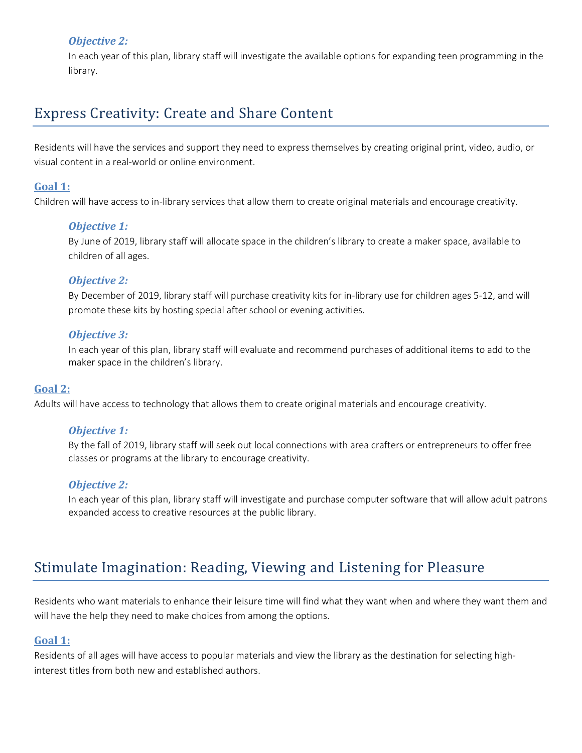#### *Objective 2:*

In each year of this plan, library staff will investigate the available options for expanding teen programming in the library.

## Express Creativity: Create and Share Content

Residents will have the services and support they need to express themselves by creating original print, video, audio, or visual content in a real-world or online environment.

### Goal 1:

Children will have access to in-library services that allow them to create original materials and encourage creativity.

#### *Objective 1:*

By June of 2019, library staff will allocate space in the children's library to create a maker space, available to children of all ages.

#### *Objective 2:*

By December of 2019, library staff will purchase creativity kits for in-library use for children ages 5-12, and will promote these kits by hosting special after school or evening activities.

#### *Objective 3:*

In each year of this plan, library staff will evaluate and recommend purchases of additional items to add to the maker space in the children's library.

### Goal 2:

Adults will have access to technology that allows them to create original materials and encourage creativity.

#### *Objective 1:*

By the fall of 2019, library staff will seek out local connections with area crafters or entrepreneurs to offer free classes or programs at the library to encourage creativity.

#### *Objective 2:*

In each year of this plan, library staff will investigate and purchase computer software that will allow adult patrons expanded access to creative resources at the public library.

## Stimulate Imagination: Reading, Viewing and Listening for Pleasure

Residents who want materials to enhance their leisure time will find what they want when and where they want them and will have the help they need to make choices from among the options.

### Goal 1:

Residents of all ages will have access to popular materials and view the library as the destination for selecting high-interest titles from both new and established authors.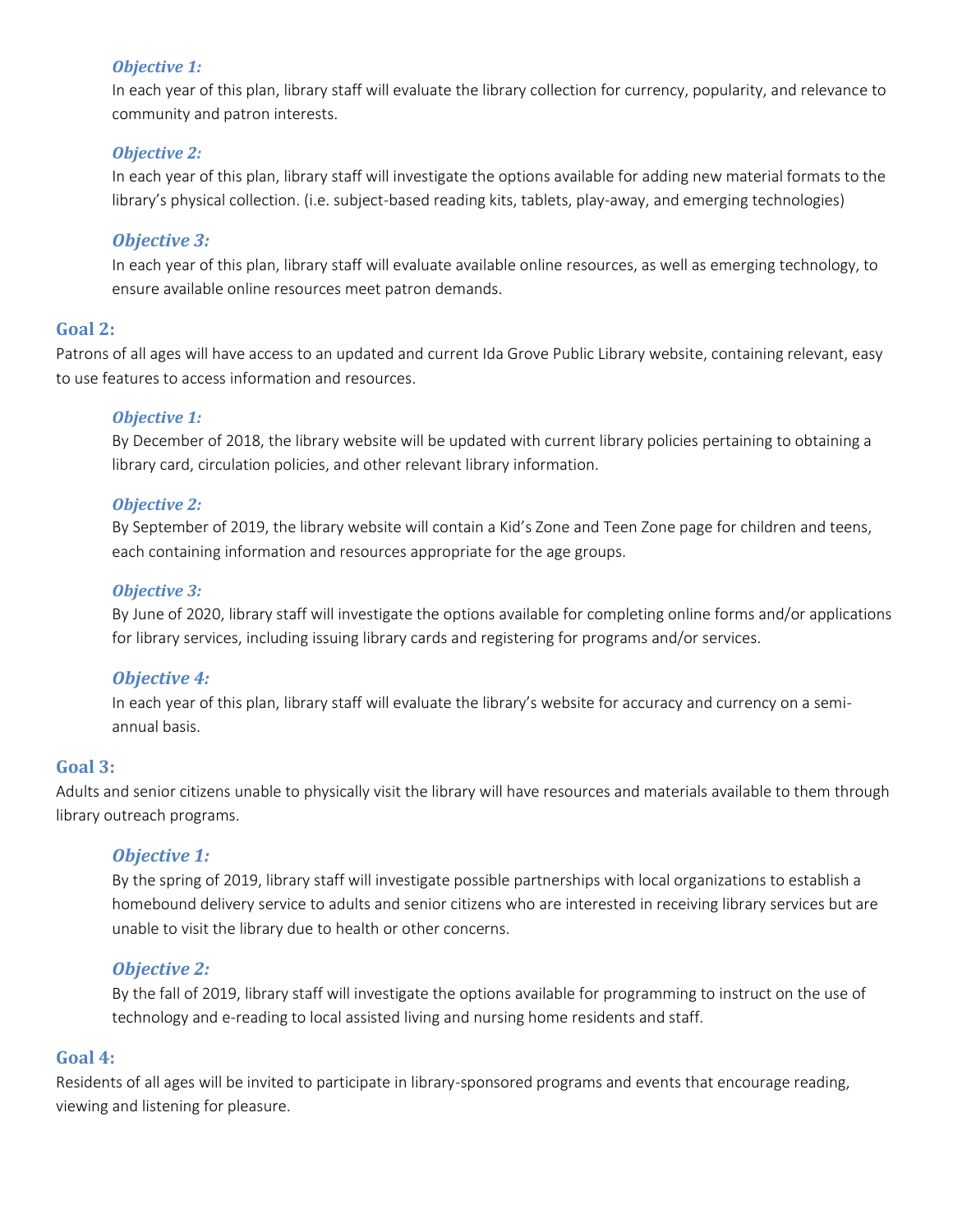*Objective 1:*

In each year of this plan, library staff will evaluate the library collection for currency, popularity, and relevance to community and patron interests.

*Objective 2:*

In each year of this plan, library staff will investigate the options available for adding new material formats to the library's physical collection. (i.e. subject-based reading kits, tablets, play-away, and emerging technologies)

*Objective 3:*

In each year of this plan, library staff will evaluate available online resources, as well as emerging technology, to ensure available online resources meet patron demands.

### Goal 2:

Patrons of all ages will have access to an updated and current Ida Grove Public Library website, containing relevant, easy to use features to access information and resources.

*Objective 1:*

By December of 2018, the library website will be updated with current library policies pertaining to obtaining a library card, circulation policies, and other relevant library information.

*Objective 2:*

By September of 2019, the library website will contain a Kid's Zone and Teen Zone page for children and teens, each containing information and resources appropriate for the age groups.

*Objective 3:*

By June of 2020, library staff will investigate the options available for completing online forms and/or applications for library services, including issuing library cards and registering for programs and/or services.

*Objective 4:*

In each year of this plan, library staff will evaluate the library's website for accuracy and currency on a semi-annual basis.

### Goal 3:

Adults and senior citizens unable to physically visit the library will have resources and materials available to them through library outreach programs.

*Objective 1:*

By the spring of 2019, library staff will investigate possible partnerships with local organizations to establish a homebound delivery service to adults and senior citizens who are interested in receiving library services but are unable to visit the library due to health or other concerns.

*Objective 2:*

By the fall of 2019, library staff will investigate the options available for programming to instruct on the use of technology and e-reading to local assisted living and nursing home residents and staff.

### Goal 4:

Residents of all ages will be invited to participate in library-sponsored programs and events that encourage reading, viewing and listening for pleasure.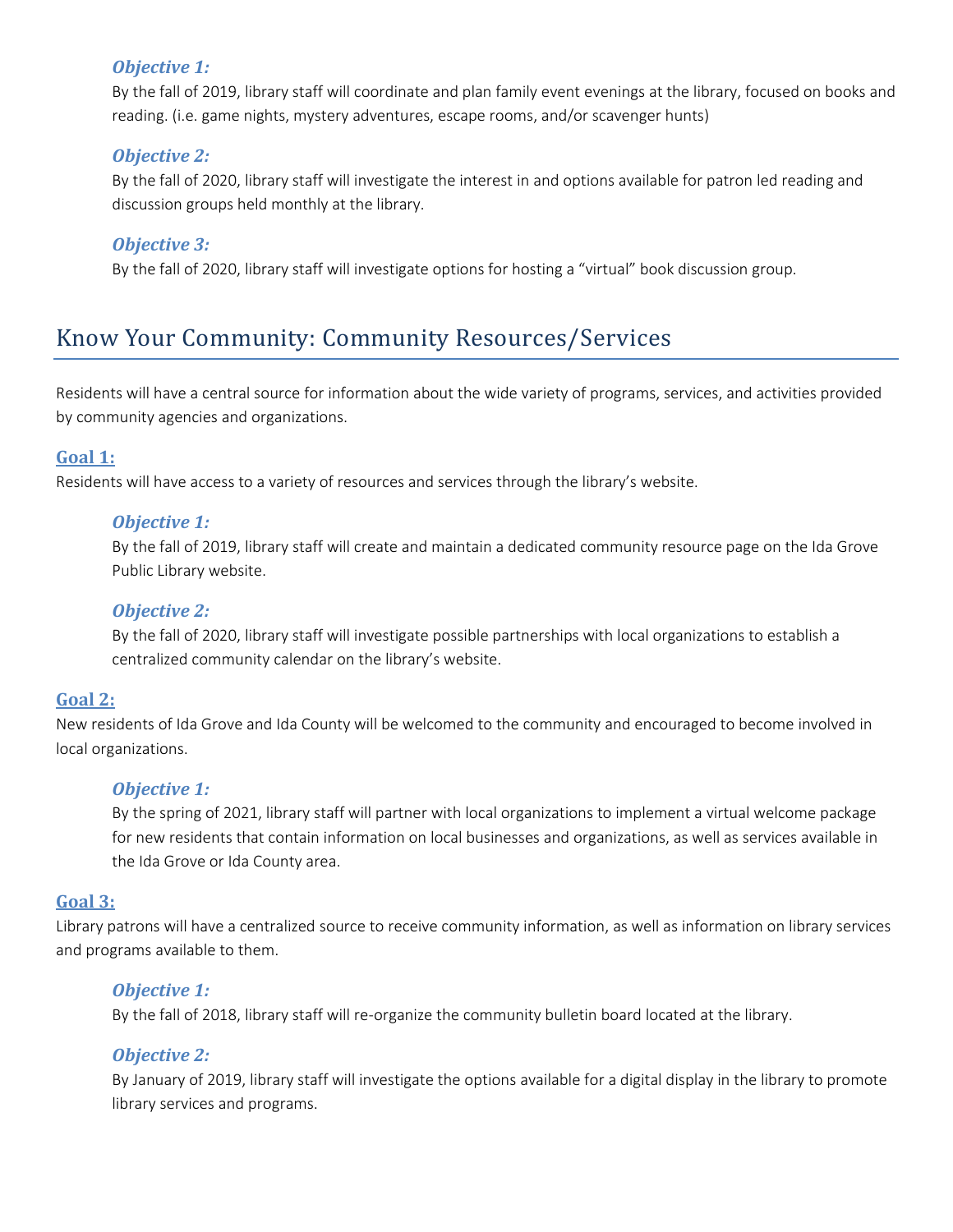*Objective 1:*

By the fall of 2019, library staff will coordinate and plan family event evenings at the library, focused on books and reading. (i.e. game nights, mystery adventures, escape rooms, and/or scavenger hunts)

*Objective 2:*

By the fall of 2020, library staff will investigate the interest in and options available for patron led reading and discussion groups held monthly at the library.

*Objective 3:*

By the fall of 2020, library staff will investigate options for hosting a "virtual" book discussion group.

## Know Your Community: Community Resources/Services

Residents will have a central source for information about the wide variety of programs, services, and activities provided by community agencies and organizations.

**Goal 1:**

Residents will have access to a variety of resources and services through the library's website.

*Objective 1:*

By the fall of 2019, library staff will create and maintain a dedicated community resource page on the Ida Grove Public Library website.

*Objective 2:*

By the fall of 2020, library staff will investigate possible partnerships with local organizations to establish a centralized community calendar on the library's website.

**Goal 2:**

New residents of Ida Grove and Ida County will be welcomed to the community and encouraged to become involved in local organizations.

*Objective 1:*

By the spring of 2021, library staff will partner with local organizations to implement a virtual welcome package for new residents that contain information on local businesses and organizations, as well as services available in the Ida Grove or Ida County area.

**Goal 3:**

Library patrons will have a centralized source to receive community information, as well as information on library services and programs available to them.

*Objective 1:*

By the fall of 2018, library staff will re-organize the community bulletin board located at the library.

*Objective 2:*

By January of 2019, library staff will investigate the options available for a digital display in the library to promote library services and programs.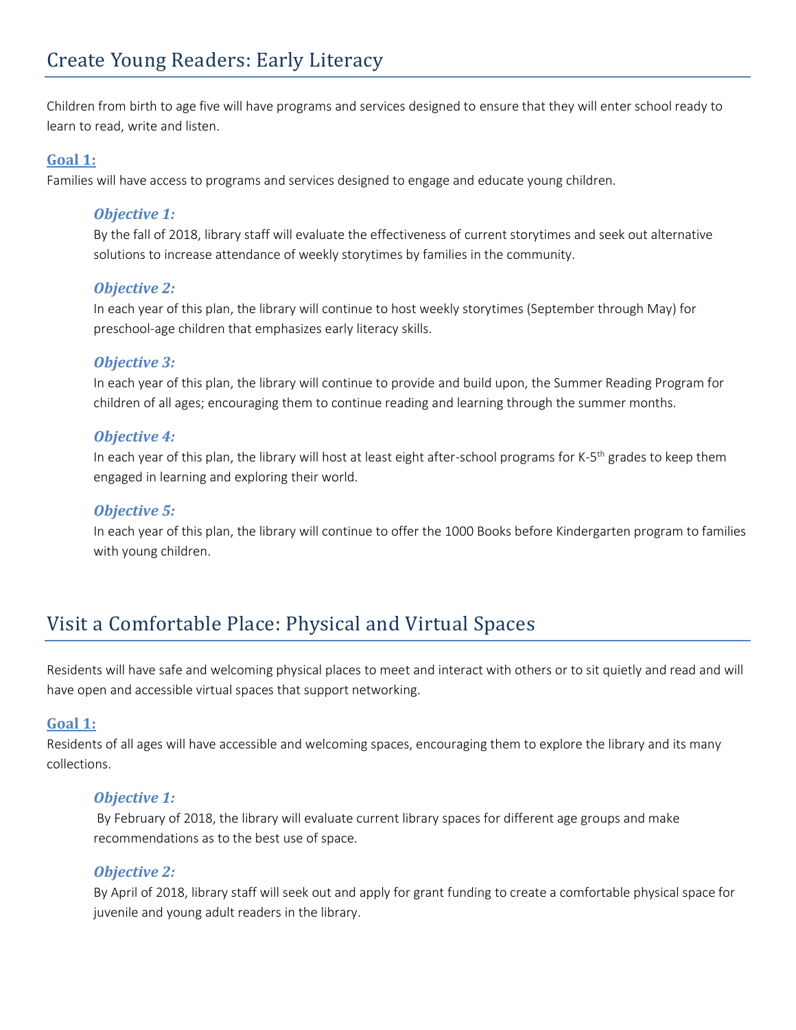## Create Young Readers: Early Literacy

Children from birth to age five will have programs and services designed to ensure that they will enter school ready to learn to read, write and listen.

### Goal 1:

Families will have access to programs and services designed to engage and educate young children.

#### *Objective 1:*

By the fall of 2018, library staff will evaluate the effectiveness of current storytimes and seek out alternative solutions to increase attendance of weekly storytimes by families in the community.

#### *Objective 2:*

In each year of this plan, the library will continue to host weekly storytimes (September through May) for preschool-age children that emphasizes early literacy skills.

#### *Objective 3:*

In each year of this plan, the library will continue to provide and build upon, the Summer Reading Program for children of all ages; encouraging them to continue reading and learning through the summer months.

#### *Objective 4:*

In each year of this plan, the library will host at least eight after-school programs for K-5th grades to keep them engaged in learning and exploring their world.

#### *Objective 5:*

In each year of this plan, the library will continue to offer the 1000 Books before Kindergarten program to families with young children.

## Visit a Comfortable Place: Physical and Virtual Spaces

Residents will have safe and welcoming physical places to meet and interact with others or to sit quietly and read and will have open and accessible virtual spaces that support networking.

### Goal 1:

Residents of all ages will have accessible and welcoming spaces, encouraging them to explore the library and its many collections.

#### *Objective 1:*

By February of 2018, the library will evaluate current library spaces for different age groups and make recommendations as to the best use of space.

#### *Objective 2:*

By April of 2018, library staff will seek out and apply for grant funding to create a comfortable physical space for juvenile and young adult readers in the library.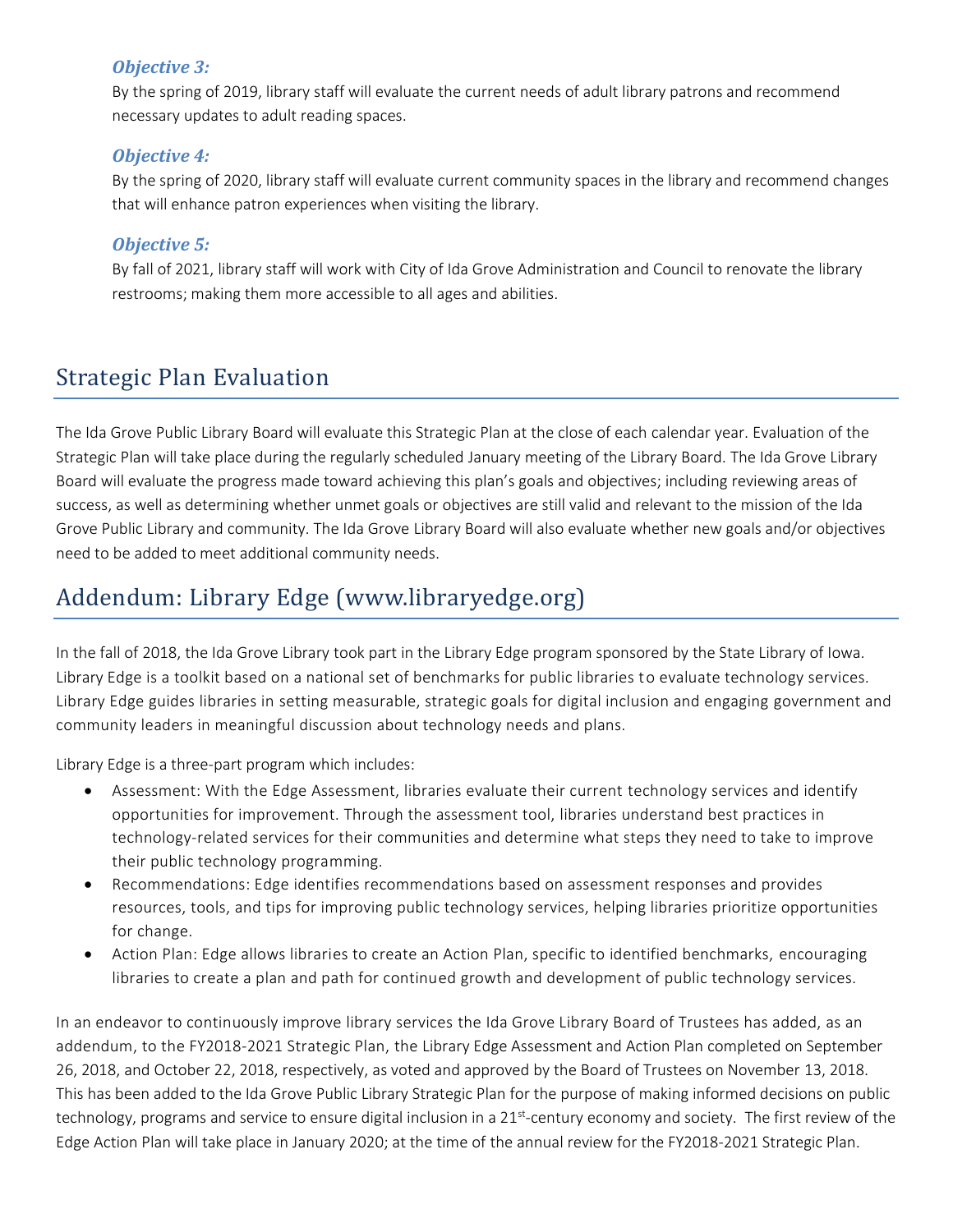### *Objective 3:*

By the spring of 2019, library staff will evaluate the current needs of adult library patrons and recommend necessary updates to adult reading spaces.

### *Objective 4:*

By the spring of 2020, library staff will evaluate current community spaces in the library and recommend changes that will enhance patron experiences when visiting the library.

### *Objective 5:*

By fall of 2021, library staff will work with City of Ida Grove Administration and Council to renovate the library restrooms; making them more accessible to all ages and abilities.

## Strategic Plan Evaluation

The Ida Grove Public Library Board will evaluate this Strategic Plan at the close of each calendar year. Evaluation of the Strategic Plan will take place during the regularly scheduled January meeting of the Library Board. The Ida Grove Library Board will evaluate the progress made toward achieving this plan's goals and objectives; including reviewing areas of success, as well as determining whether unmet goals or objectives are still valid and relevant to the mission of the Ida Grove Public Library and community. The Ida Grove Library Board will also evaluate whether new goals and/or objectives need to be added to meet additional community needs.

## Addendum: Library Edge (www.libraryedge.org)

In the fall of 2018, the Ida Grove Library took part in the Library Edge program sponsored by the State Library of Iowa. Library Edge is a toolkit based on a national set of benchmarks for public libraries to evaluate technology services. Library Edge guides libraries in setting measurable, strategic goals for digital inclusion and engaging government and community leaders in meaningful discussion about technology needs and plans.

Library Edge is a three-part program which includes:

- Assessment: With the Edge Assessment, libraries evaluate their current technology services and identify opportunities for improvement. Through the assessment tool, libraries understand best practices in technology-related services for their communities and determine what steps they need to take to improve their public technology programming.
- Recommendations: Edge identifies recommendations based on assessment responses and provides resources, tools, and tips for improving public technology services, helping libraries prioritize opportunities for change.
- Action Plan: Edge allows libraries to create an Action Plan, specific to identified benchmarks, encouraging libraries to create a plan and path for continued growth and development of public technology services.

In an endeavor to continuously improve library services the Ida Grove Library Board of Trustees has added, as an addendum, to the FY2018-2021 Strategic Plan, the Library Edge Assessment and Action Plan completed on September 26, 2018, and October 22, 2018, respectively, as voted and approved by the Board of Trustees on November 13, 2018. This has been added to the Ida Grove Public Library Strategic Plan for the purpose of making informed decisions on public technology, programs and service to ensure digital inclusion in a 21st-century economy and society. The first review of the Edge Action Plan will take place in January 2020; at the time of the annual review for the FY2018-2021 Strategic Plan.